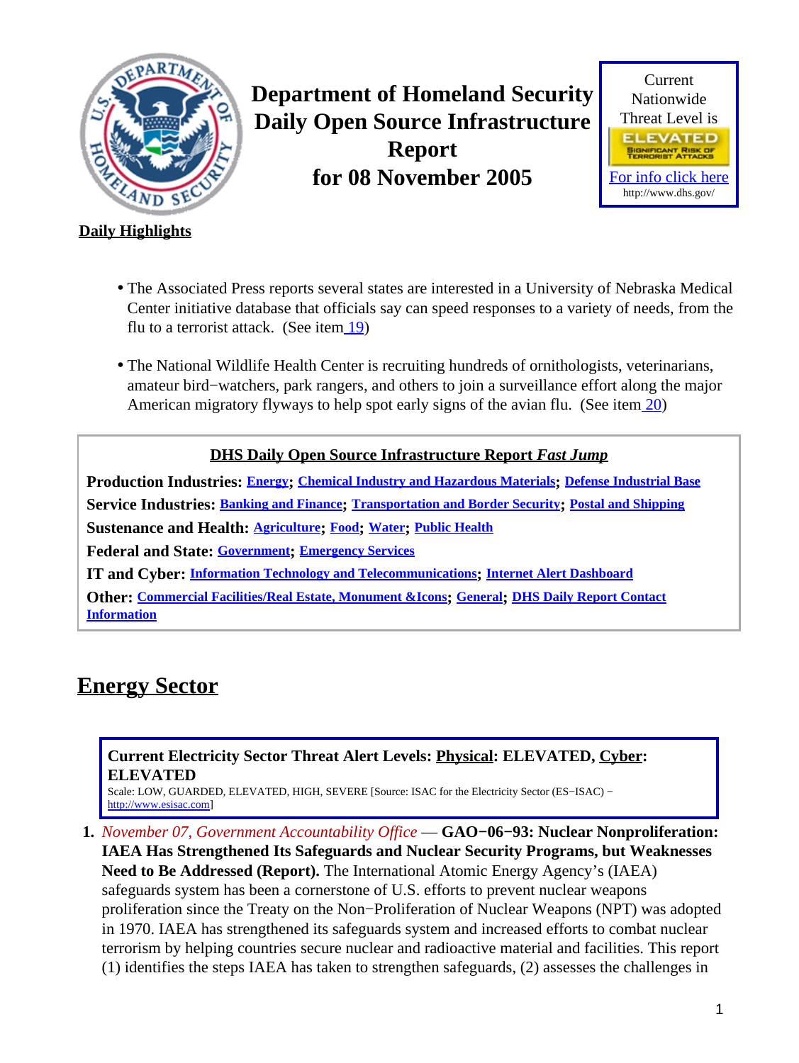# Department of Homeland Security Daily Open Source Infrastructure Report for 08 November 2005

Current Nationwide Threat Level is

ELEVATED

SIGNIFICANT RISK OF TERRORIST ATTACKS

For info click here

http://www.dhs.gov/

**Daily Highlights**

- The Associated Press reports several states are interested in a University of Nebraska Medical Center initiative database that officials say can speed responses to a variety of needs, from the flu to a terrorist attack. (See item 19)
- The National Wildlife Health Center is recruiting hundreds of ornithologists, veterinarians, amateur bird−watchers, park rangers, and others to join a surveillance effort along the major American migratory flyways to help spot early signs of the avian flu. (See item 20)

**DHS Daily Open Source Infrastructure Report *Fast Jump***

**Production Industries:** Energy; Chemical Industry and Hazardous Materials; Defense Industrial Base

**Service Industries:** Banking and Finance; Transportation and Border Security; Postal and Shipping

**Sustenance and Health:** Agriculture; Food; Water; Public Health

**Federal and State:** Government; Emergency Services

**IT and Cyber:** Information Technology and Telecommunications; Internet Alert Dashboard

**Other:** Commercial Facilities/Real Estate, Monument &Icons; General; DHS Daily Report Contact Information

## Energy Sector

**Current Electricity Sector Threat Alert Levels: Physical: ELEVATED, Cyber: ELEVATED**

Scale: LOW, GUARDED, ELEVATED, HIGH, SEVERE [Source: ISAC for the Electricity Sector (ES−ISAC) − http://www.esisac.com]

1. *November 07, Government Accountability Office* — **GAO−06−93: Nuclear Nonproliferation: IAEA Has Strengthened Its Safeguards and Nuclear Security Programs, but Weaknesses Need to Be Addressed (Report).** The International Atomic Energy Agency's (IAEA) safeguards system has been a cornerstone of U.S. efforts to prevent nuclear weapons proliferation since the Treaty on the Non−Proliferation of Nuclear Weapons (NPT) was adopted in 1970. IAEA has strengthened its safeguards system and increased efforts to combat nuclear terrorism by helping countries secure nuclear and radioactive material and facilities. This report (1) identifies the steps IAEA has taken to strengthen safeguards, (2) assesses the challenges in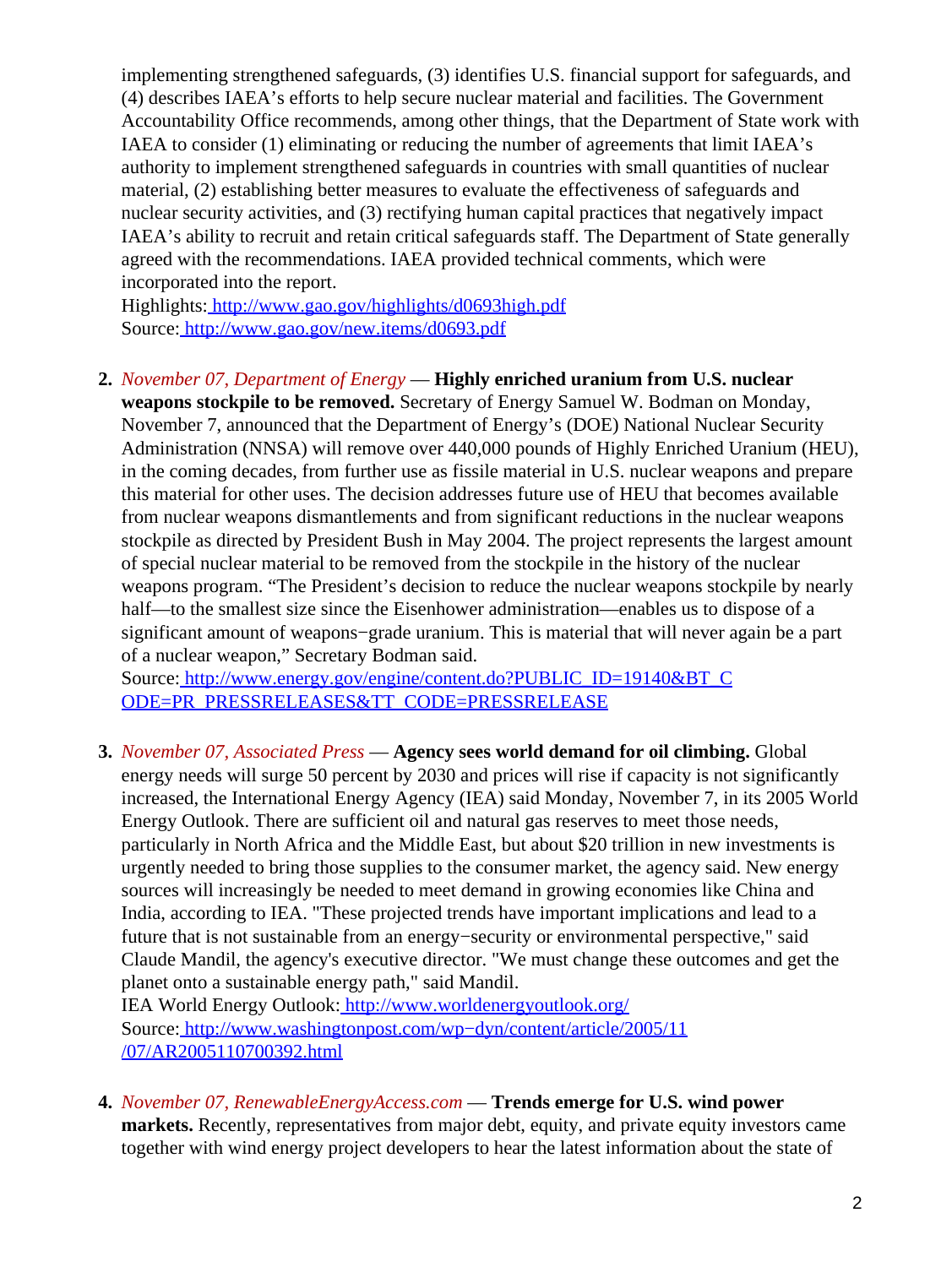implementing strengthened safeguards, (3) identifies U.S. financial support for safeguards, and (4) describes IAEA's efforts to help secure nuclear material and facilities. The Government Accountability Office recommends, among other things, that the Department of State work with IAEA to consider (1) eliminating or reducing the number of agreements that limit IAEA's authority to implement strengthened safeguards in countries with small quantities of nuclear material, (2) establishing better measures to evaluate the effectiveness of safeguards and nuclear security activities, and (3) rectifying human capital practices that negatively impact IAEA's ability to recruit and retain critical safeguards staff. The Department of State generally agreed with the recommendations. IAEA provided technical comments, which were incorporated into the report.
Highlights: http://www.gao.gov/highlights/d0693high.pdf
Source: http://www.gao.gov/new.items/d0693.pdf

2. *November 07, Department of Energy* — **Highly enriched uranium from U.S. nuclear weapons stockpile to be removed.** Secretary of Energy Samuel W. Bodman on Monday, November 7, announced that the Department of Energy's (DOE) National Nuclear Security Administration (NNSA) will remove over 440,000 pounds of Highly Enriched Uranium (HEU), in the coming decades, from further use as fissile material in U.S. nuclear weapons and prepare this material for other uses. The decision addresses future use of HEU that becomes available from nuclear weapons dismantlements and from significant reductions in the nuclear weapons stockpile as directed by President Bush in May 2004. The project represents the largest amount of special nuclear material to be removed from the stockpile in the history of the nuclear weapons program. "The President's decision to reduce the nuclear weapons stockpile by nearly half—to the smallest size since the Eisenhower administration—enables us to dispose of a significant amount of weapons−grade uranium. This is material that will never again be a part of a nuclear weapon," Secretary Bodman said.
Source: http://www.energy.gov/engine/content.do?PUBLIC_ID=19140&BT_CODE=PR_PRESSRELEASES&TT_CODE=PRESSRELEASE

3. *November 07, Associated Press* — **Agency sees world demand for oil climbing.** Global energy needs will surge 50 percent by 2030 and prices will rise if capacity is not significantly increased, the International Energy Agency (IEA) said Monday, November 7, in its 2005 World Energy Outlook. There are sufficient oil and natural gas reserves to meet those needs, particularly in North Africa and the Middle East, but about $20 trillion in new investments is urgently needed to bring those supplies to the consumer market, the agency said. New energy sources will increasingly be needed to meet demand in growing economies like China and India, according to IEA. "These projected trends have important implications and lead to a future that is not sustainable from an energy−security or environmental perspective," said Claude Mandil, the agency's executive director. "We must change these outcomes and get the planet onto a sustainable energy path," said Mandil.
IEA World Energy Outlook: http://www.worldenergyoutlook.org/
Source: http://www.washingtonpost.com/wp−dyn/content/article/2005/11/07/AR2005110700392.html

4. *November 07, RenewableEnergyAccess.com* — **Trends emerge for U.S. wind power markets.** Recently, representatives from major debt, equity, and private equity investors came together with wind energy project developers to hear the latest information about the state of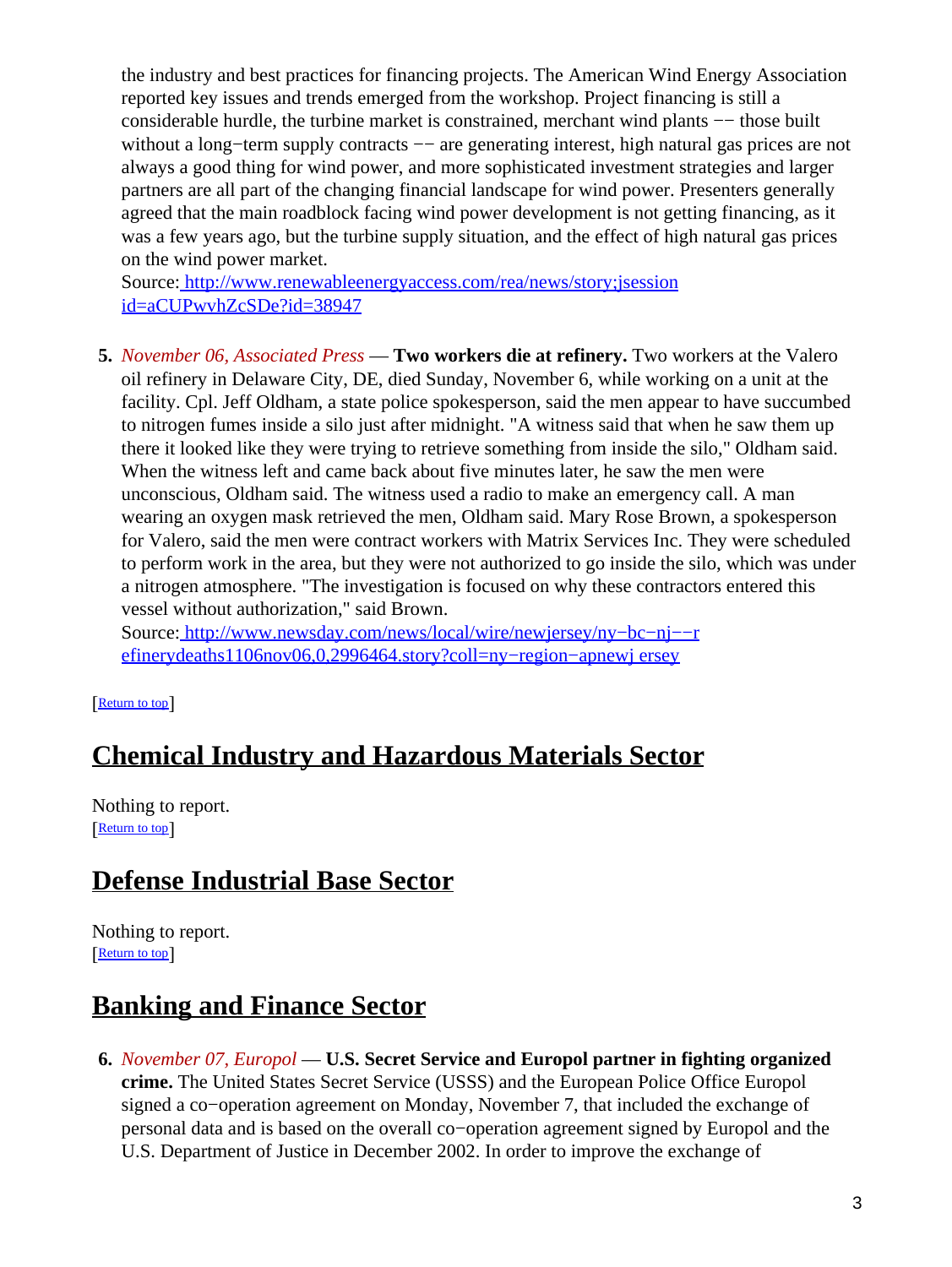the industry and best practices for financing projects. The American Wind Energy Association reported key issues and trends emerged from the workshop. Project financing is still a considerable hurdle, the turbine market is constrained, merchant wind plants −− those built without a long−term supply contracts −− are generating interest, high natural gas prices are not always a good thing for wind power, and more sophisticated investment strategies and larger partners are all part of the changing financial landscape for wind power. Presenters generally agreed that the main roadblock facing wind power development is not getting financing, as it was a few years ago, but the turbine supply situation, and the effect of high natural gas prices on the wind power market.
Source: [http://www.renewableenergyaccess.com/rea/news/story;jsessionid=aCUPwvhZcSDe?id=38947](http://www.renewableenergyaccess.com/rea/news/story;jsessionid=aCUPwvhZcSDe?id=38947)

5. *November 06, Associated Press* — **Two workers die at refinery.** Two workers at the Valero oil refinery in Delaware City, DE, died Sunday, November 6, while working on a unit at the facility. Cpl. Jeff Oldham, a state police spokesperson, said the men appear to have succumbed to nitrogen fumes inside a silo just after midnight. "A witness said that when he saw them up there it looked like they were trying to retrieve something from inside the silo," Oldham said. When the witness left and came back about five minutes later, he saw the men were unconscious, Oldham said. The witness used a radio to make an emergency call. A man wearing an oxygen mask retrieved the men, Oldham said. Mary Rose Brown, a spokesperson for Valero, said the men were contract workers with Matrix Services Inc. They were scheduled to perform work in the area, but they were not authorized to go inside the silo, which was under a nitrogen atmosphere. "The investigation is focused on why these contractors entered this vessel without authorization," said Brown.
Source: [http://www.newsday.com/news/local/wire/newjersey/ny−bc−nj−−refinerydeaths1106nov06,0,2996464.story?coll=ny−region−apnewjersey](http://www.newsday.com/news/local/wire/newjersey/ny−bc−nj−−refinerydeaths1106nov06,0,2996464.story?coll=ny−region−apnewjersey)

[Return to top]

## Chemical Industry and Hazardous Materials Sector

Nothing to report.
[Return to top]

## Defense Industrial Base Sector

Nothing to report.
[Return to top]

## Banking and Finance Sector

6. *November 07, Europol* — **U.S. Secret Service and Europol partner in fighting organized crime.** The United States Secret Service (USSS) and the European Police Office Europol signed a co−operation agreement on Monday, November 7, that included the exchange of personal data and is based on the overall co−operation agreement signed by Europol and the U.S. Department of Justice in December 2002. In order to improve the exchange of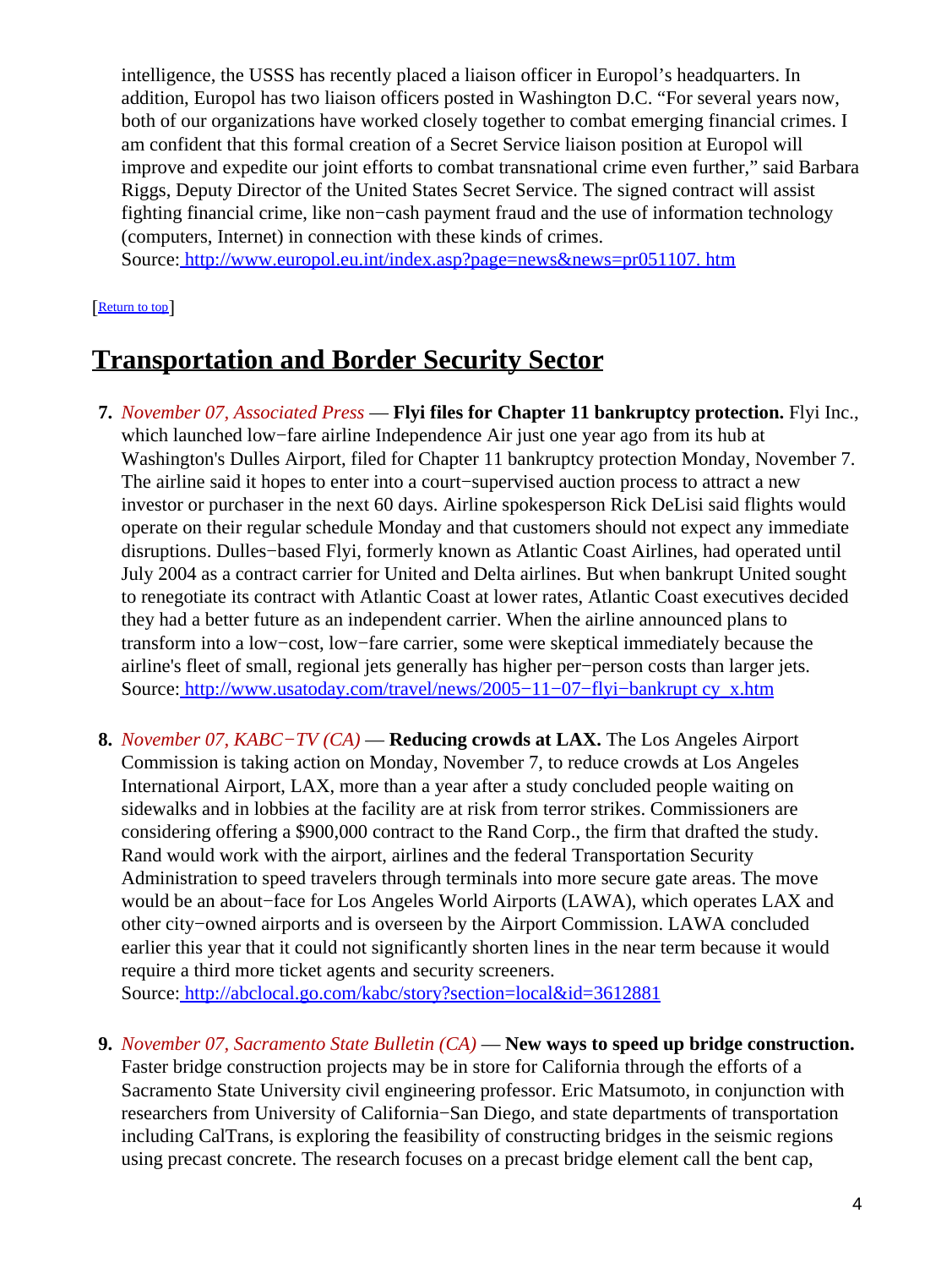intelligence, the USSS has recently placed a liaison officer in Europol's headquarters. In addition, Europol has two liaison officers posted in Washington D.C. "For several years now, both of our organizations have worked closely together to combat emerging financial crimes. I am confident that this formal creation of a Secret Service liaison position at Europol will improve and expedite our joint efforts to combat transnational crime even further," said Barbara Riggs, Deputy Director of the United States Secret Service. The signed contract will assist fighting financial crime, like non−cash payment fraud and the use of information technology (computers, Internet) in connection with these kinds of crimes.
Source: http://www.europol.eu.int/index.asp?page=news&news=pr051107. htm

[Return to top]

## Transportation and Border Security Sector

7. *November 07, Associated Press* — **Flyi files for Chapter 11 bankruptcy protection.** Flyi Inc., which launched low−fare airline Independence Air just one year ago from its hub at Washington's Dulles Airport, filed for Chapter 11 bankruptcy protection Monday, November 7. The airline said it hopes to enter into a court−supervised auction process to attract a new investor or purchaser in the next 60 days. Airline spokesperson Rick DeLisi said flights would operate on their regular schedule Monday and that customers should not expect any immediate disruptions. Dulles−based Flyi, formerly known as Atlantic Coast Airlines, had operated until July 2004 as a contract carrier for United and Delta airlines. But when bankrupt United sought to renegotiate its contract with Atlantic Coast at lower rates, Atlantic Coast executives decided they had a better future as an independent carrier. When the airline announced plans to transform into a low−cost, low−fare carrier, some were skeptical immediately because the airline's fleet of small, regional jets generally has higher per−person costs than larger jets.
Source: http://www.usatoday.com/travel/news/2005−11−07−flyi−bankrupt cy_x.htm

8. *November 07, KABC−TV (CA)* — **Reducing crowds at LAX.** The Los Angeles Airport Commission is taking action on Monday, November 7, to reduce crowds at Los Angeles International Airport, LAX, more than a year after a study concluded people waiting on sidewalks and in lobbies at the facility are at risk from terror strikes. Commissioners are considering offering a $900,000 contract to the Rand Corp., the firm that drafted the study. Rand would work with the airport, airlines and the federal Transportation Security Administration to speed travelers through terminals into more secure gate areas. The move would be an about−face for Los Angeles World Airports (LAWA), which operates LAX and other city−owned airports and is overseen by the Airport Commission. LAWA concluded earlier this year that it could not significantly shorten lines in the near term because it would require a third more ticket agents and security screeners.
Source: http://abclocal.go.com/kabc/story?section=local&id=3612881

9. *November 07, Sacramento State Bulletin (CA)* — **New ways to speed up bridge construction.** Faster bridge construction projects may be in store for California through the efforts of a Sacramento State University civil engineering professor. Eric Matsumoto, in conjunction with researchers from University of California−San Diego, and state departments of transportation including CalTrans, is exploring the feasibility of constructing bridges in the seismic regions using precast concrete. The research focuses on a precast bridge element call the bent cap,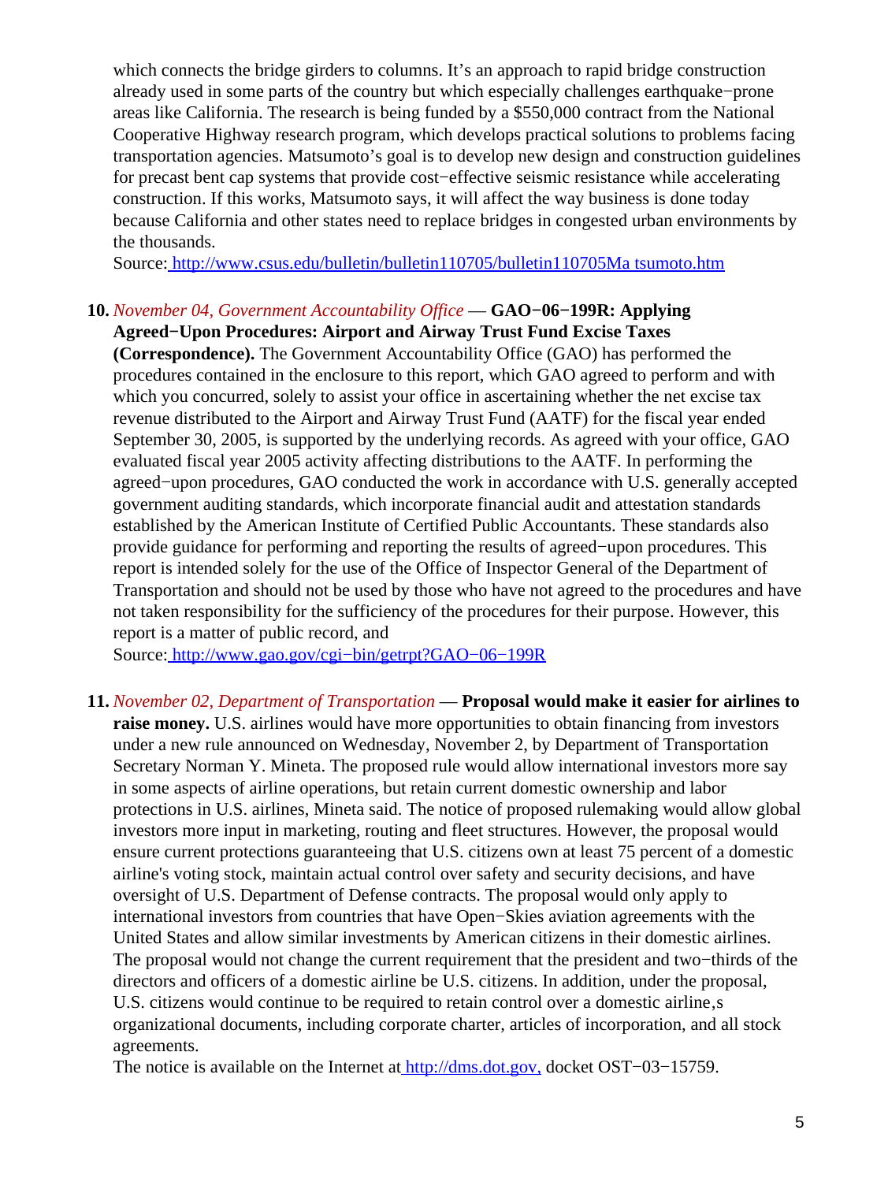which connects the bridge girders to columns. It's an approach to rapid bridge construction already used in some parts of the country but which especially challenges earthquake−prone areas like California. The research is being funded by a $550,000 contract from the National Cooperative Highway research program, which develops practical solutions to problems facing transportation agencies. Matsumoto's goal is to develop new design and construction guidelines for precast bent cap systems that provide cost−effective seismic resistance while accelerating construction. If this works, Matsumoto says, it will affect the way business is done today because California and other states need to replace bridges in congested urban environments by the thousands.
Source: http://www.csus.edu/bulletin/bulletin110705/bulletin110705Ma tsumoto.htm

10. *November 04, Government Accountability Office* — **GAO−06−199R: Applying Agreed−Upon Procedures: Airport and Airway Trust Fund Excise Taxes (Correspondence).** The Government Accountability Office (GAO) has performed the procedures contained in the enclosure to this report, which GAO agreed to perform and with which you concurred, solely to assist your office in ascertaining whether the net excise tax revenue distributed to the Airport and Airway Trust Fund (AATF) for the fiscal year ended September 30, 2005, is supported by the underlying records. As agreed with your office, GAO evaluated fiscal year 2005 activity affecting distributions to the AATF. In performing the agreed−upon procedures, GAO conducted the work in accordance with U.S. generally accepted government auditing standards, which incorporate financial audit and attestation standards established by the American Institute of Certified Public Accountants. These standards also provide guidance for performing and reporting the results of agreed−upon procedures. This report is intended solely for the use of the Office of Inspector General of the Department of Transportation and should not be used by those who have not agreed to the procedures and have not taken responsibility for the sufficiency of the procedures for their purpose. However, this report is a matter of public record, and
Source: http://www.gao.gov/cgi−bin/getrpt?GAO−06−199R

11. *November 02, Department of Transportation* — **Proposal would make it easier for airlines to raise money.** U.S. airlines would have more opportunities to obtain financing from investors under a new rule announced on Wednesday, November 2, by Department of Transportation Secretary Norman Y. Mineta. The proposed rule would allow international investors more say in some aspects of airline operations, but retain current domestic ownership and labor protections in U.S. airlines, Mineta said. The notice of proposed rulemaking would allow global investors more input in marketing, routing and fleet structures. However, the proposal would ensure current protections guaranteeing that U.S. citizens own at least 75 percent of a domestic airline's voting stock, maintain actual control over safety and security decisions, and have oversight of U.S. Department of Defense contracts. The proposal would only apply to international investors from countries that have Open−Skies aviation agreements with the United States and allow similar investments by American citizens in their domestic airlines. The proposal would not change the current requirement that the president and two−thirds of the directors and officers of a domestic airline be U.S. citizens. In addition, under the proposal, U.S. citizens would continue to be required to retain control over a domestic airline,s organizational documents, including corporate charter, articles of incorporation, and all stock agreements.
The notice is available on the Internet at http://dms.dot.gov, docket OST−03−15759.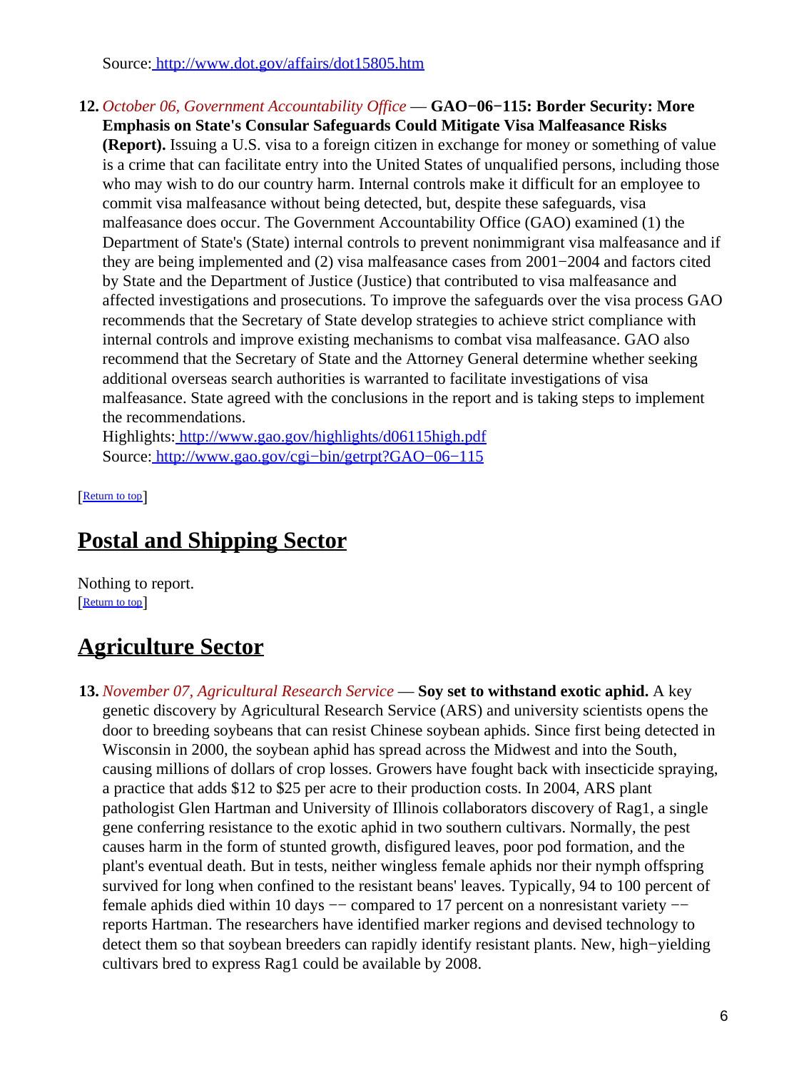Source: [http://www.dot.gov/affairs/dot15805.htm](http://www.dot.gov/affairs/dot15805.htm)

12. *October 06, Government Accountability Office* — **GAO−06−115: Border Security: More Emphasis on State's Consular Safeguards Could Mitigate Visa Malfeasance Risks (Report).** Issuing a U.S. visa to a foreign citizen in exchange for money or something of value is a crime that can facilitate entry into the United States of unqualified persons, including those who may wish to do our country harm. Internal controls make it difficult for an employee to commit visa malfeasance without being detected, but, despite these safeguards, visa malfeasance does occur. The Government Accountability Office (GAO) examined (1) the Department of State's (State) internal controls to prevent nonimmigrant visa malfeasance and if they are being implemented and (2) visa malfeasance cases from 2001−2004 and factors cited by State and the Department of Justice (Justice) that contributed to visa malfeasance and affected investigations and prosecutions. To improve the safeguards over the visa process GAO recommends that the Secretary of State develop strategies to achieve strict compliance with internal controls and improve existing mechanisms to combat visa malfeasance. GAO also recommend that the Secretary of State and the Attorney General determine whether seeking additional overseas search authorities is warranted to facilitate investigations of visa malfeasance. State agreed with the conclusions in the report and is taking steps to implement the recommendations.
Highlights: [http://www.gao.gov/highlights/d06115high.pdf](http://www.gao.gov/highlights/d06115high.pdf)
Source: [http://www.gao.gov/cgi−bin/getrpt?GAO−06−115](http://www.gao.gov/cgi−bin/getrpt?GAO−06−115)

[Return to top]

## Postal and Shipping Sector

Nothing to report.
[Return to top]

## Agriculture Sector

13. *November 07, Agricultural Research Service* — **Soy set to withstand exotic aphid.** A key genetic discovery by Agricultural Research Service (ARS) and university scientists opens the door to breeding soybeans that can resist Chinese soybean aphids. Since first being detected in Wisconsin in 2000, the soybean aphid has spread across the Midwest and into the South, causing millions of dollars of crop losses. Growers have fought back with insecticide spraying, a practice that adds \$12 to \$25 per acre to their production costs. In 2004, ARS plant pathologist Glen Hartman and University of Illinois collaborators discovery of Rag1, a single gene conferring resistance to the exotic aphid in two southern cultivars. Normally, the pest causes harm in the form of stunted growth, disfigured leaves, poor pod formation, and the plant's eventual death. But in tests, neither wingless female aphids nor their nymph offspring survived for long when confined to the resistant beans' leaves. Typically, 94 to 100 percent of female aphids died within 10 days −− compared to 17 percent on a nonresistant variety −− reports Hartman. The researchers have identified marker regions and devised technology to detect them so that soybean breeders can rapidly identify resistant plants. New, high−yielding cultivars bred to express Rag1 could be available by 2008.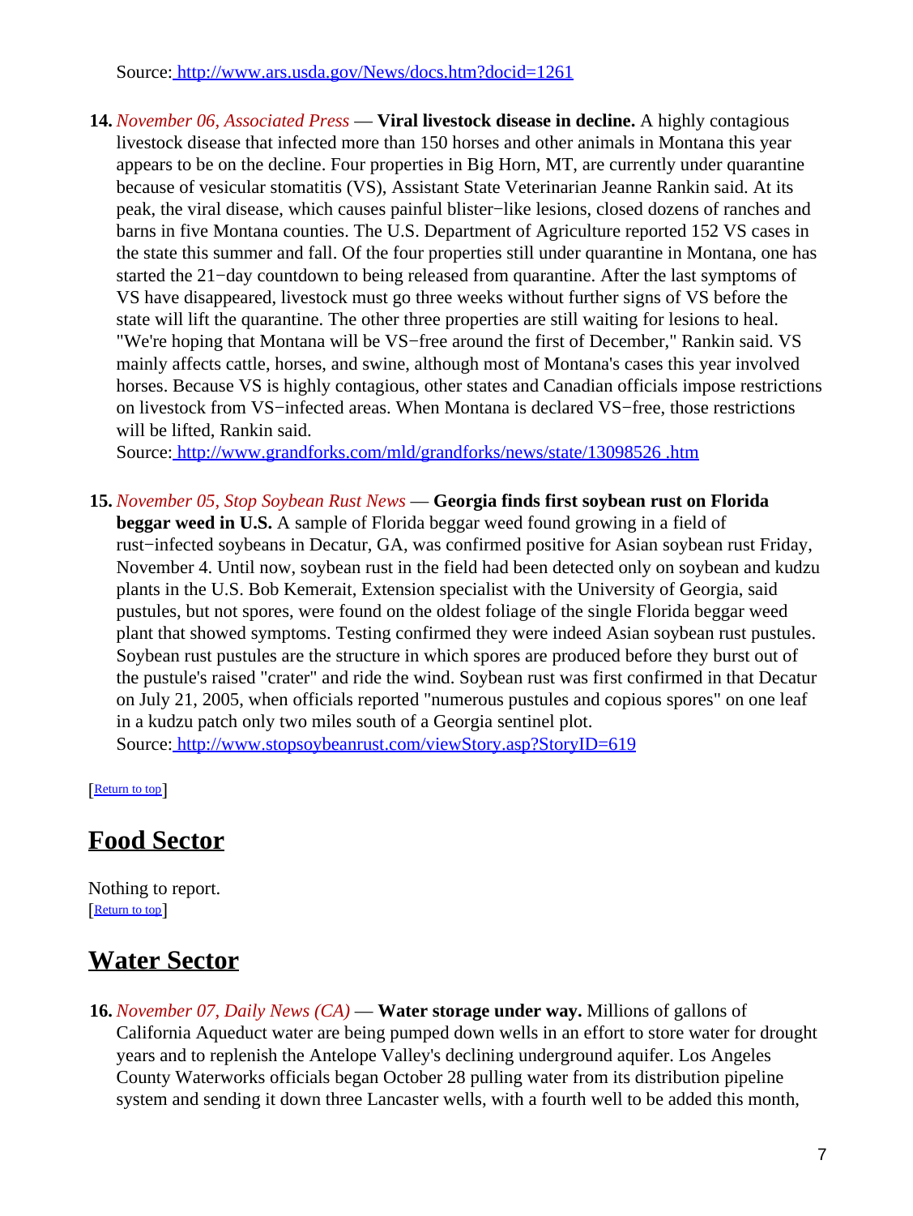Source: [http://www.ars.usda.gov/News/docs.htm?docid=1261](http://www.ars.usda.gov/News/docs.htm?docid=1261)

14. *November 06, Associated Press* — **Viral livestock disease in decline.** A highly contagious livestock disease that infected more than 150 horses and other animals in Montana this year appears to be on the decline. Four properties in Big Horn, MT, are currently under quarantine because of vesicular stomatitis (VS), Assistant State Veterinarian Jeanne Rankin said. At its peak, the viral disease, which causes painful blister−like lesions, closed dozens of ranches and barns in five Montana counties. The U.S. Department of Agriculture reported 152 VS cases in the state this summer and fall. Of the four properties still under quarantine in Montana, one has started the 21−day countdown to being released from quarantine. After the last symptoms of VS have disappeared, livestock must go three weeks without further signs of VS before the state will lift the quarantine. The other three properties are still waiting for lesions to heal. "We're hoping that Montana will be VS−free around the first of December," Rankin said. VS mainly affects cattle, horses, and swine, although most of Montana's cases this year involved horses. Because VS is highly contagious, other states and Canadian officials impose restrictions on livestock from VS−infected areas. When Montana is declared VS−free, those restrictions will be lifted, Rankin said.
Source: [http://www.grandforks.com/mld/grandforks/news/state/13098526 .htm](http://www.grandforks.com/mld/grandforks/news/state/13098526.htm)

15. *November 05, Stop Soybean Rust News* — **Georgia finds first soybean rust on Florida beggar weed in U.S.** A sample of Florida beggar weed found growing in a field of rust−infected soybeans in Decatur, GA, was confirmed positive for Asian soybean rust Friday, November 4. Until now, soybean rust in the field had been detected only on soybean and kudzu plants in the U.S. Bob Kemerait, Extension specialist with the University of Georgia, said pustules, but not spores, were found on the oldest foliage of the single Florida beggar weed plant that showed symptoms. Testing confirmed they were indeed Asian soybean rust pustules. Soybean rust pustules are the structure in which spores are produced before they burst out of the pustule's raised "crater" and ride the wind. Soybean rust was first confirmed in that Decatur on July 21, 2005, when officials reported "numerous pustules and copious spores" on one leaf in a kudzu patch only two miles south of a Georgia sentinel plot.
Source: [http://www.stopsoybeanrust.com/viewStory.asp?StoryID=619](http://www.stopsoybeanrust.com/viewStory.asp?StoryID=619)

[Return to top]

## Food Sector

Nothing to report.
[Return to top]

## Water Sector

16. *November 07, Daily News (CA)* — **Water storage under way.** Millions of gallons of California Aqueduct water are being pumped down wells in an effort to store water for drought years and to replenish the Antelope Valley's declining underground aquifer. Los Angeles County Waterworks officials began October 28 pulling water from its distribution pipeline system and sending it down three Lancaster wells, with a fourth well to be added this month,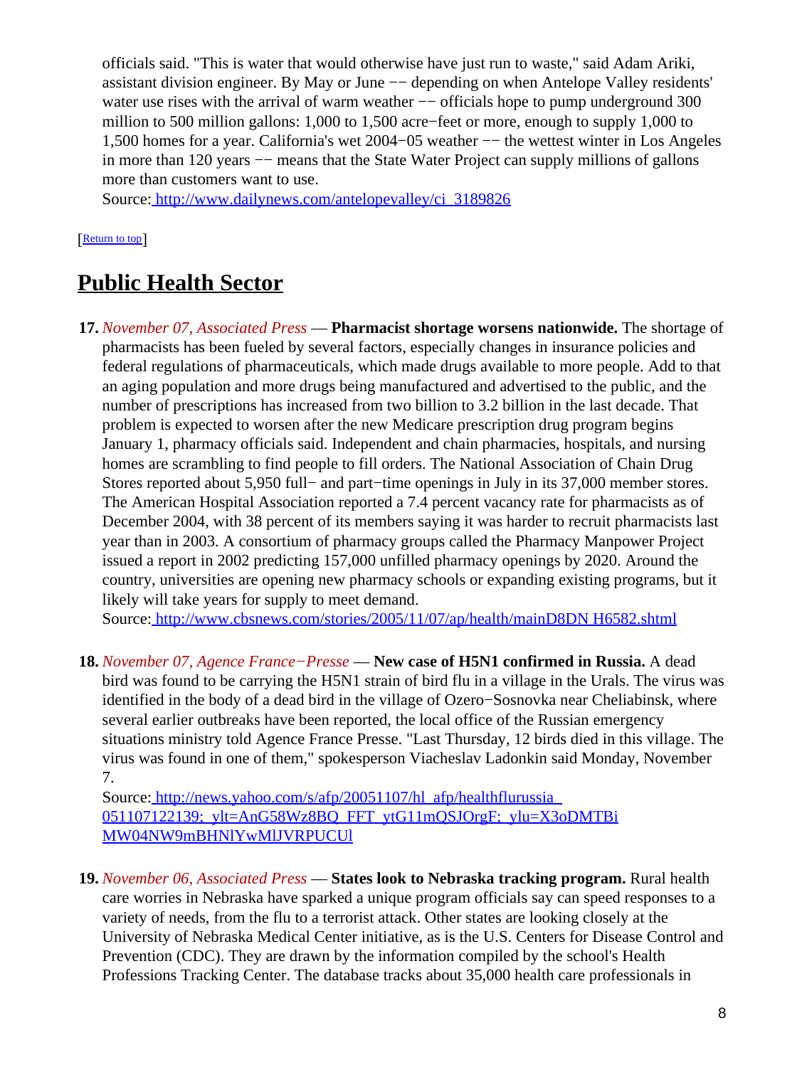officials said. "This is water that would otherwise have just run to waste," said Adam Ariki, assistant division engineer. By May or June −− depending on when Antelope Valley residents' water use rises with the arrival of warm weather −− officials hope to pump underground 300 million to 500 million gallons: 1,000 to 1,500 acre−feet or more, enough to supply 1,000 to 1,500 homes for a year. California's wet 2004−05 weather −− the wettest winter in Los Angeles in more than 120 years −− means that the State Water Project can supply millions of gallons more than customers want to use.
Source: http://www.dailynews.com/antelopevalley/ci_3189826

[Return to top]

## Public Health Sector

17. *November 07, Associated Press* — **Pharmacist shortage worsens nationwide.** The shortage of pharmacists has been fueled by several factors, especially changes in insurance policies and federal regulations of pharmaceuticals, which made drugs available to more people. Add to that an aging population and more drugs being manufactured and advertised to the public, and the number of prescriptions has increased from two billion to 3.2 billion in the last decade. That problem is expected to worsen after the new Medicare prescription drug program begins January 1, pharmacy officials said. Independent and chain pharmacies, hospitals, and nursing homes are scrambling to find people to fill orders. The National Association of Chain Drug Stores reported about 5,950 full− and part−time openings in July in its 37,000 member stores. The American Hospital Association reported a 7.4 percent vacancy rate for pharmacists as of December 2004, with 38 percent of its members saying it was harder to recruit pharmacists last year than in 2003. A consortium of pharmacy groups called the Pharmacy Manpower Project issued a report in 2002 predicting 157,000 unfilled pharmacy openings by 2020. Around the country, universities are opening new pharmacy schools or expanding existing programs, but it likely will take years for supply to meet demand.
Source: http://www.cbsnews.com/stories/2005/11/07/ap/health/mainD8DN H6582.shtml

18. *November 07, Agence France−Presse* — **New case of H5N1 confirmed in Russia.** A dead bird was found to be carrying the H5N1 strain of bird flu in a village in the Urals. The virus was identified in the body of a dead bird in the village of Ozero−Sosnovka near Cheliabinsk, where several earlier outbreaks have been reported, the local office of the Russian emergency situations ministry told Agence France Presse. "Last Thursday, 12 birds died in this village. The virus was found in one of them," spokesperson Viacheslav Ladonkin said Monday, November 7.
Source: http://news.yahoo.com/s/afp/20051107/hl_afp/healthflurussia_051107122139;_ylt=AnG58Wz8BQ_FFT_ytG11mQSJOrgF;_ylu=X3oDMTBiMW04NW9mBHNlYwMlJVRPUCUl

19. *November 06, Associated Press* — **States look to Nebraska tracking program.** Rural health care worries in Nebraska have sparked a unique program officials say can speed responses to a variety of needs, from the flu to a terrorist attack. Other states are looking closely at the University of Nebraska Medical Center initiative, as is the U.S. Centers for Disease Control and Prevention (CDC). They are drawn by the information compiled by the school's Health Professions Tracking Center. The database tracks about 35,000 health care professionals in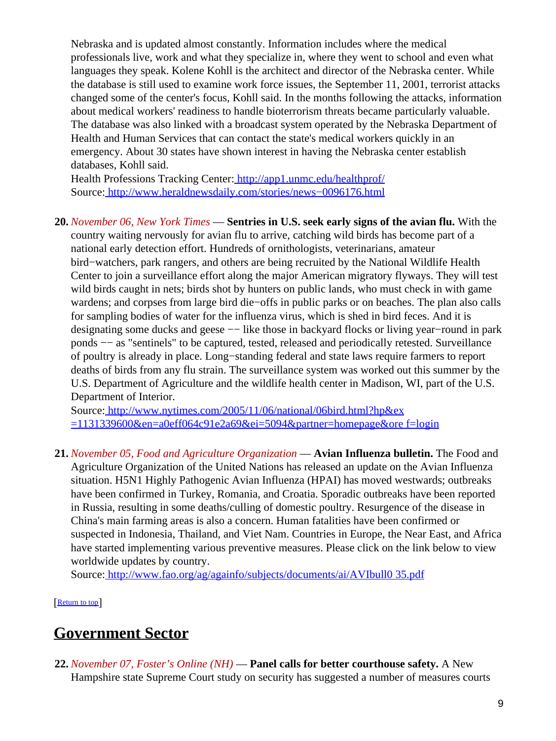Nebraska and is updated almost constantly. Information includes where the medical professionals live, work and what they specialize in, where they went to school and even what languages they speak. Kolene Kohll is the architect and director of the Nebraska center. While the database is still used to examine work force issues, the September 11, 2001, terrorist attacks changed some of the center's focus, Kohll said. In the months following the attacks, information about medical workers' readiness to handle bioterrorism threats became particularly valuable. The database was also linked with a broadcast system operated by the Nebraska Department of Health and Human Services that can contact the state's medical workers quickly in an emergency. About 30 states have shown interest in having the Nebraska center establish databases, Kohll said.
Health Professions Tracking Center: http://app1.unmc.edu/healthprof/
Source: http://www.heraldnewsdaily.com/stories/news−0096176.html

20. *November 06, New York Times* — **Sentries in U.S. seek early signs of the avian flu.** With the country waiting nervously for avian flu to arrive, catching wild birds has become part of a national early detection effort. Hundreds of ornithologists, veterinarians, amateur bird−watchers, park rangers, and others are being recruited by the National Wildlife Health Center to join a surveillance effort along the major American migratory flyways. They will test wild birds caught in nets; birds shot by hunters on public lands, who must check in with game wardens; and corpses from large bird die−offs in public parks or on beaches. The plan also calls for sampling bodies of water for the influenza virus, which is shed in bird feces. And it is designating some ducks and geese −− like those in backyard flocks or living year−round in park ponds −− as "sentinels" to be captured, tested, released and periodically retested. Surveillance of poultry is already in place. Long−standing federal and state laws require farmers to report deaths of birds from any flu strain. The surveillance system was worked out this summer by the U.S. Department of Agriculture and the wildlife health center in Madison, WI, part of the U.S. Department of Interior.
Source: http://www.nytimes.com/2005/11/06/national/06bird.html?hp&ex =1131339600&en=a0eff064c91e2a69&ei=5094&partner=homepage&ore f=login

21. *November 05, Food and Agriculture Organization* — **Avian Influenza bulletin.** The Food and Agriculture Organization of the United Nations has released an update on the Avian Influenza situation. H5N1 Highly Pathogenic Avian Influenza (HPAI) has moved westwards; outbreaks have been confirmed in Turkey, Romania, and Croatia. Sporadic outbreaks have been reported in Russia, resulting in some deaths/culling of domestic poultry. Resurgence of the disease in China's main farming areas is also a concern. Human fatalities have been confirmed or suspected in Indonesia, Thailand, and Viet Nam. Countries in Europe, the Near East, and Africa have started implementing various preventive measures. Please click on the link below to view worldwide updates by country.
Source: http://www.fao.org/ag/againfo/subjects/documents/ai/AVIbull0 35.pdf

[Return to top]

## Government Sector

22. *November 07, Foster's Online (NH)* — **Panel calls for better courthouse safety.** A New Hampshire state Supreme Court study on security has suggested a number of measures courts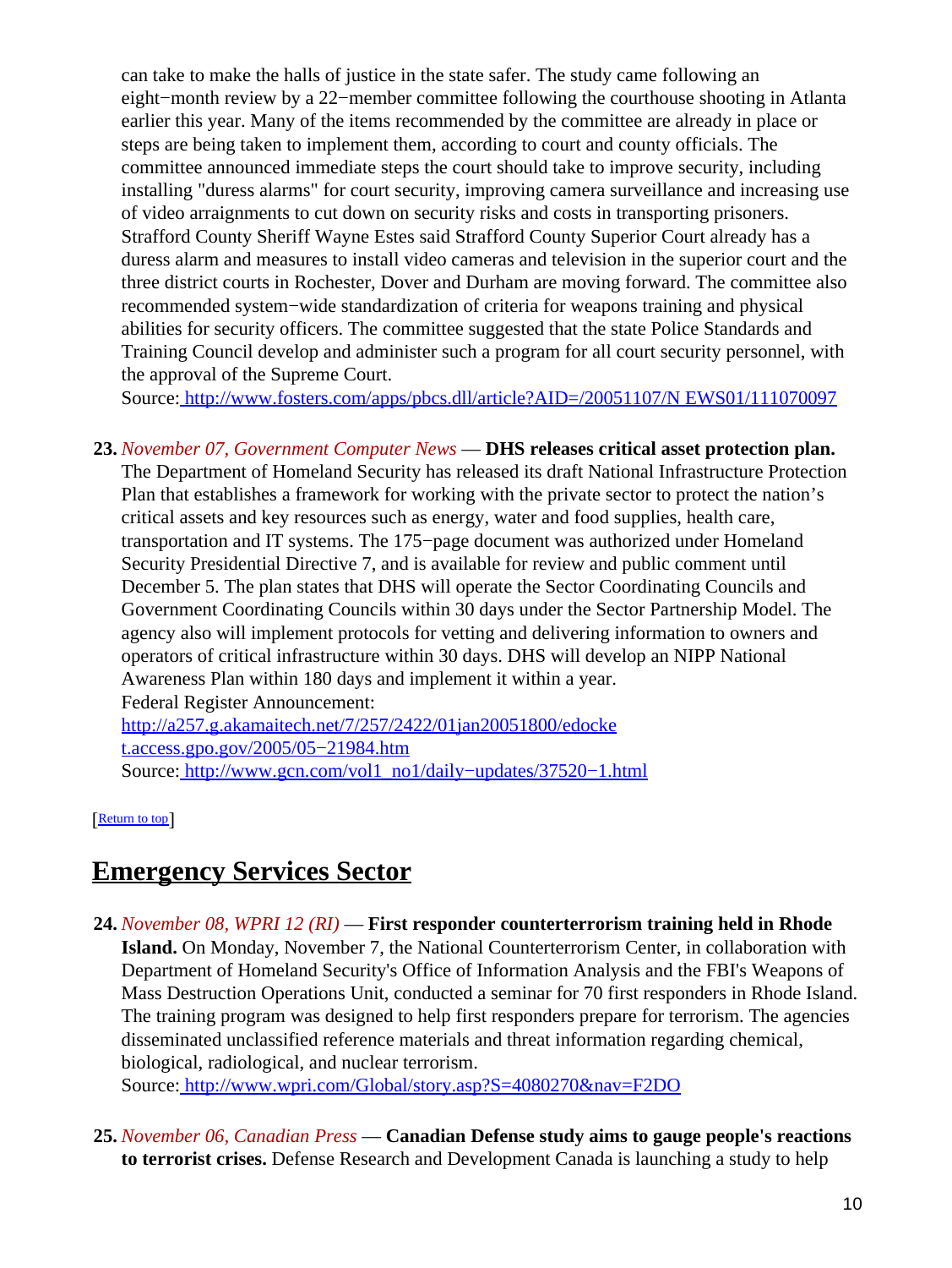can take to make the halls of justice in the state safer. The study came following an eight−month review by a 22−member committee following the courthouse shooting in Atlanta earlier this year. Many of the items recommended by the committee are already in place or steps are being taken to implement them, according to court and county officials. The committee announced immediate steps the court should take to improve security, including installing "duress alarms" for court security, improving camera surveillance and increasing use of video arraignments to cut down on security risks and costs in transporting prisoners. Strafford County Sheriff Wayne Estes said Strafford County Superior Court already has a duress alarm and measures to install video cameras and television in the superior court and the three district courts in Rochester, Dover and Durham are moving forward. The committee also recommended system−wide standardization of criteria for weapons training and physical abilities for security officers. The committee suggested that the state Police Standards and Training Council develop and administer such a program for all court security personnel, with the approval of the Supreme Court.
Source: http://www.fosters.com/apps/pbcs.dll/article?AID=/20051107/N EWS01/111070097

**23.** *November 07, Government Computer News* — **DHS releases critical asset protection plan.** The Department of Homeland Security has released its draft National Infrastructure Protection Plan that establishes a framework for working with the private sector to protect the nation's critical assets and key resources such as energy, water and food supplies, health care, transportation and IT systems. The 175−page document was authorized under Homeland Security Presidential Directive 7, and is available for review and public comment until December 5. The plan states that DHS will operate the Sector Coordinating Councils and Government Coordinating Councils within 30 days under the Sector Partnership Model. The agency also will implement protocols for vetting and delivering information to owners and operators of critical infrastructure within 30 days. DHS will develop an NIPP National Awareness Plan within 180 days and implement it within a year.
Federal Register Announcement: http://a257.g.akamaitech.net/7/257/2422/01jan20051800/edocke t.access.gpo.gov/2005/05−21984.htm
Source: http://www.gcn.com/vol1_no1/daily−updates/37520−1.html

[Return to top]

## Emergency Services Sector

**24.** *November 08, WPRI 12 (RI)* — **First responder counterterrorism training held in Rhode Island.** On Monday, November 7, the National Counterterrorism Center, in collaboration with Department of Homeland Security's Office of Information Analysis and the FBI's Weapons of Mass Destruction Operations Unit, conducted a seminar for 70 first responders in Rhode Island. The training program was designed to help first responders prepare for terrorism. The agencies disseminated unclassified reference materials and threat information regarding chemical, biological, radiological, and nuclear terrorism.
Source: http://www.wpri.com/Global/story.asp?S=4080270&nav=F2DO

**25.** *November 06, Canadian Press* — **Canadian Defense study aims to gauge people's reactions to terrorist crises.** Defense Research and Development Canada is launching a study to help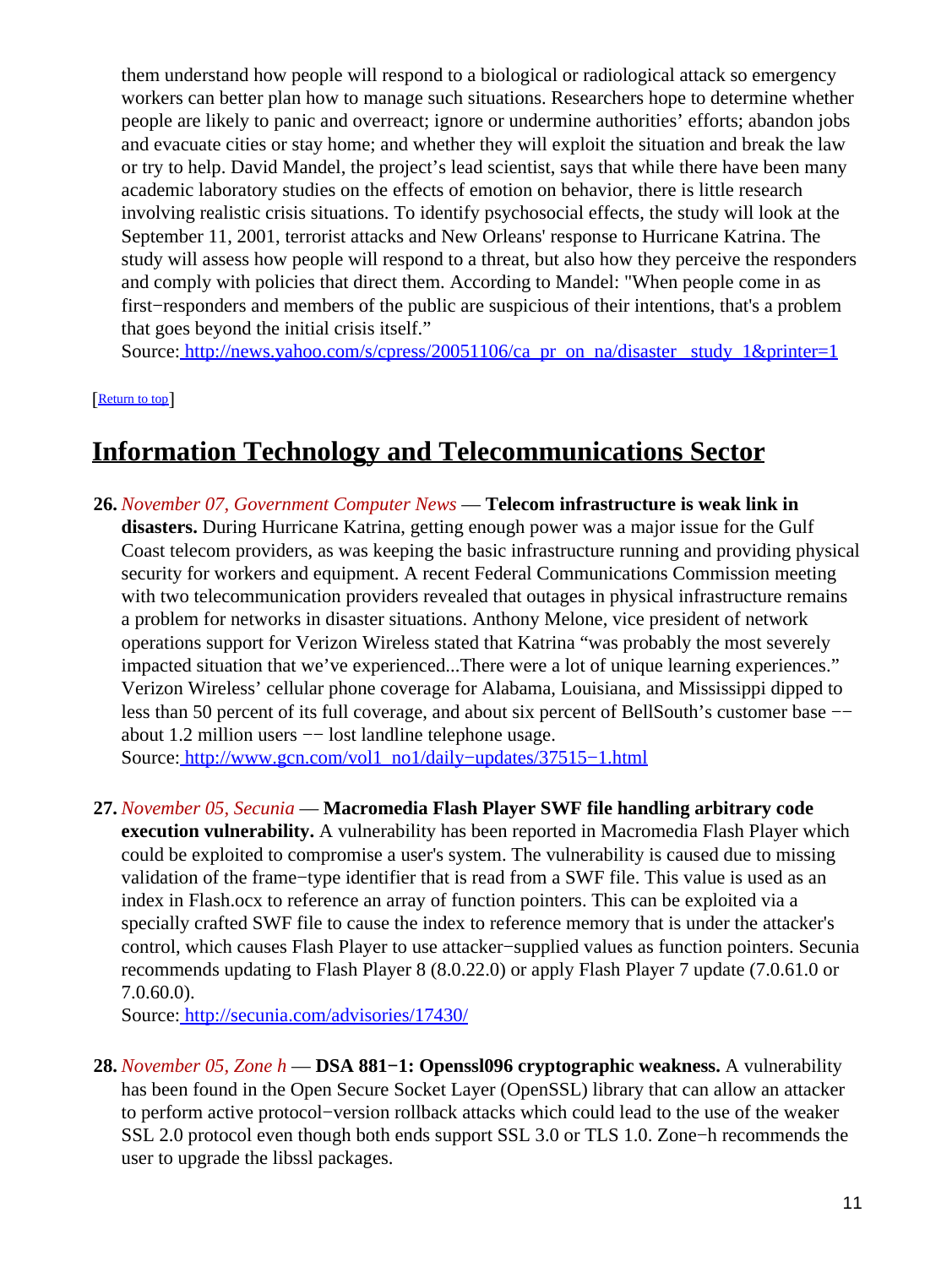them understand how people will respond to a biological or radiological attack so emergency workers can better plan how to manage such situations. Researchers hope to determine whether people are likely to panic and overreact; ignore or undermine authorities' efforts; abandon jobs and evacuate cities or stay home; and whether they will exploit the situation and break the law or try to help. David Mandel, the project's lead scientist, says that while there have been many academic laboratory studies on the effects of emotion on behavior, there is little research involving realistic crisis situations. To identify psychosocial effects, the study will look at the September 11, 2001, terrorist attacks and New Orleans' response to Hurricane Katrina. The study will assess how people will respond to a threat, but also how they perceive the responders and comply with policies that direct them. According to Mandel: "When people come in as first−responders and members of the public are suspicious of their intentions, that's a problem that goes beyond the initial crisis itself."
Source: [http://news.yahoo.com/s/cpress/20051106/ca_pr_on_na/disaster_study_1&printer=1](http://news.yahoo.com/s/cpress/20051106/ca_pr_on_na/disaster_study_1&printer=1)

[[Return to top]()]

## Information Technology and Telecommunications Sector

**26.** *November 07, Government Computer News* — **Telecom infrastructure is weak link in disasters.** During Hurricane Katrina, getting enough power was a major issue for the Gulf Coast telecom providers, as was keeping the basic infrastructure running and providing physical security for workers and equipment. A recent Federal Communications Commission meeting with two telecommunication providers revealed that outages in physical infrastructure remains a problem for networks in disaster situations. Anthony Melone, vice president of network operations support for Verizon Wireless stated that Katrina "was probably the most severely impacted situation that we've experienced...There were a lot of unique learning experiences." Verizon Wireless' cellular phone coverage for Alabama, Louisiana, and Mississippi dipped to less than 50 percent of its full coverage, and about six percent of BellSouth's customer base −− about 1.2 million users −− lost landline telephone usage.
Source: [http://www.gcn.com/vol1_no1/daily−updates/37515−1.html](http://www.gcn.com/vol1_no1/daily−updates/37515−1.html)

**27.** *November 05, Secunia* — **Macromedia Flash Player SWF file handling arbitrary code execution vulnerability.** A vulnerability has been reported in Macromedia Flash Player which could be exploited to compromise a user's system. The vulnerability is caused due to missing validation of the frame−type identifier that is read from a SWF file. This value is used as an index in Flash.ocx to reference an array of function pointers. This can be exploited via a specially crafted SWF file to cause the index to reference memory that is under the attacker's control, which causes Flash Player to use attacker−supplied values as function pointers. Secunia recommends updating to Flash Player 8 (8.0.22.0) or apply Flash Player 7 update (7.0.61.0 or 7.0.60.0).
Source: [http://secunia.com/advisories/17430/](http://secunia.com/advisories/17430/)

**28.** *November 05, Zone h* — **DSA 881−1: Openssl096 cryptographic weakness.** A vulnerability has been found in the Open Secure Socket Layer (OpenSSL) library that can allow an attacker to perform active protocol−version rollback attacks which could lead to the use of the weaker SSL 2.0 protocol even though both ends support SSL 3.0 or TLS 1.0. Zone−h recommends the user to upgrade the libssl packages.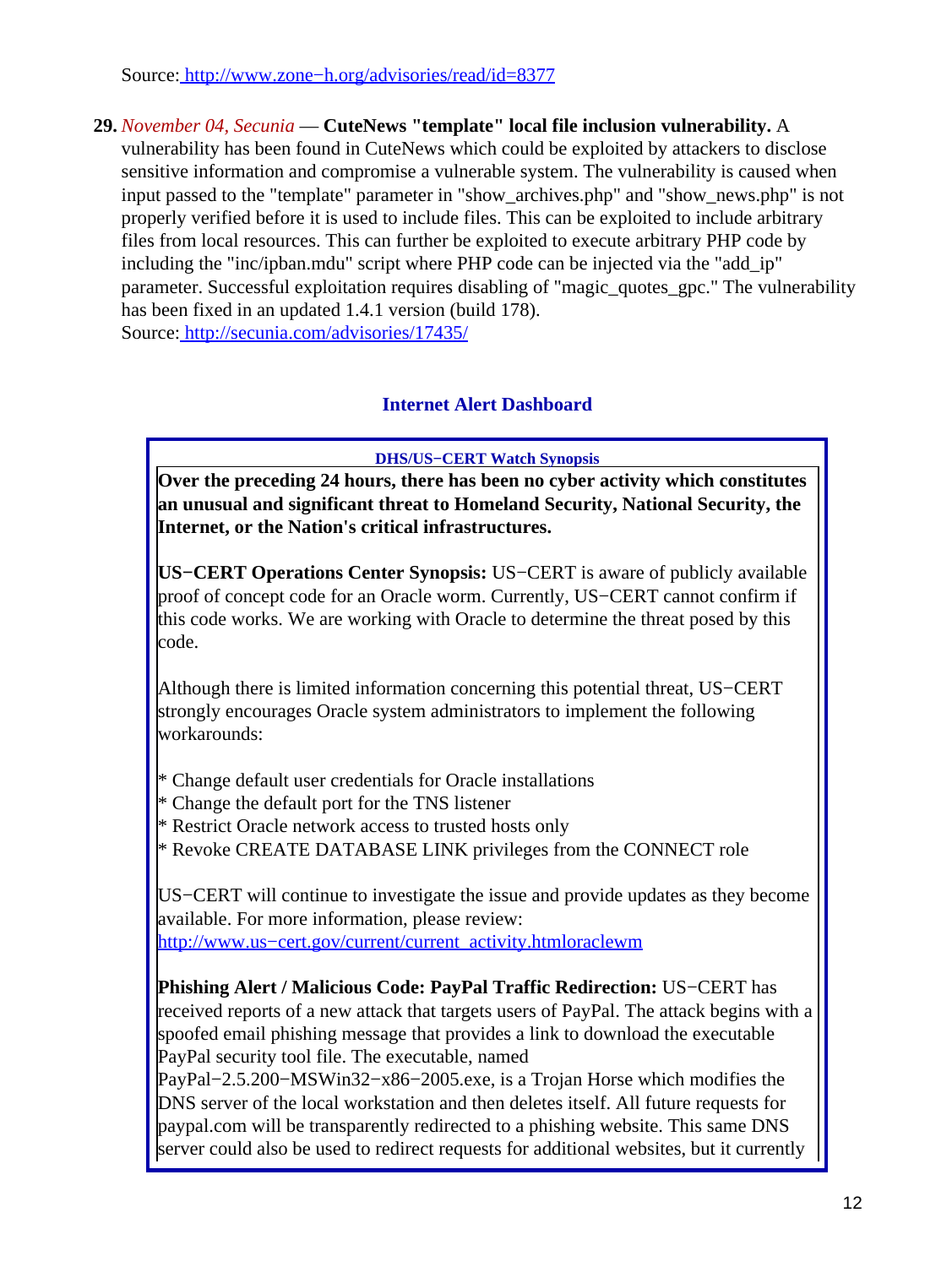Source: http://www.zone−h.org/advisories/read/id=8377

**29.** *November 04, Secunia* — **CuteNews "template" local file inclusion vulnerability.** A vulnerability has been found in CuteNews which could be exploited by attackers to disclose sensitive information and compromise a vulnerable system. The vulnerability is caused when input passed to the "template" parameter in "show_archives.php" and "show_news.php" is not properly verified before it is used to include files. This can be exploited to include arbitrary files from local resources. This can further be exploited to execute arbitrary PHP code by including the "inc/ipban.mdu" script where PHP code can be injected via the "add_ip" parameter. Successful exploitation requires disabling of "magic_quotes_gpc." The vulnerability has been fixed in an updated 1.4.1 version (build 178).
Source: http://secunia.com/advisories/17435/

## Internet Alert Dashboard

**DHS/US−CERT Watch Synopsis**

**Over the preceding 24 hours, there has been no cyber activity which constitutes an unusual and significant threat to Homeland Security, National Security, the Internet, or the Nation's critical infrastructures.**

**US−CERT Operations Center Synopsis:** US−CERT is aware of publicly available proof of concept code for an Oracle worm. Currently, US−CERT cannot confirm if this code works. We are working with Oracle to determine the threat posed by this code.

Although there is limited information concerning this potential threat, US−CERT strongly encourages Oracle system administrators to implement the following workarounds:

* Change default user credentials for Oracle installations
* Change the default port for the TNS listener
* Restrict Oracle network access to trusted hosts only
* Revoke CREATE DATABASE LINK privileges from the CONNECT role

US−CERT will continue to investigate the issue and provide updates as they become available. For more information, please review:
http://www.us−cert.gov/current/current_activity.htmloraclewm

**Phishing Alert / Malicious Code: PayPal Traffic Redirection:** US−CERT has received reports of a new attack that targets users of PayPal. The attack begins with a spoofed email phishing message that provides a link to download the executable PayPal security tool file. The executable, named PayPal−2.5.200−MSWin32−x86−2005.exe, is a Trojan Horse which modifies the DNS server of the local workstation and then deletes itself. All future requests for paypal.com will be transparently redirected to a phishing website. This same DNS server could also be used to redirect requests for additional websites, but it currently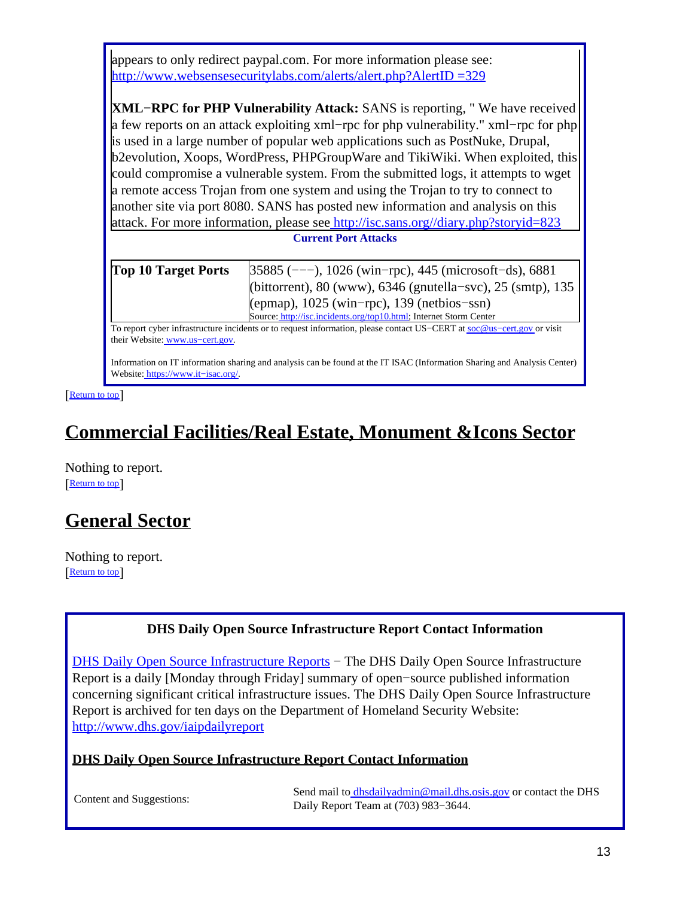appears to only redirect paypal.com. For more information please see: http://www.websensesecuritylabs.com/alerts/alert.php?AlertID =329

**XML−RPC for PHP Vulnerability Attack:** SANS is reporting, " We have received a few reports on an attack exploiting xml−rpc for php vulnerability." xml−rpc for php is used in a large number of popular web applications such as PostNuke, Drupal, b2evolution, Xoops, WordPress, PHPGroupWare and TikiWiki. When exploited, this could compromise a vulnerable system. From the submitted logs, it attempts to wget a remote access Trojan from one system and using the Trojan to try to connect to another site via port 8080. SANS has posted new information and analysis on this attack. For more information, please see http://isc.sans.org//diary.php?storyid=823

**Current Port Attacks**

| **Top 10 Target Ports** | 35885 (−−−), 1026 (win−rpc), 445 (microsoft−ds), 6881 (bittorrent), 80 (www), 6346 (gnutella−svc), 25 (smtp), 135 (epmap), 1025 (win−rpc), 139 (netbios−ssn)<br>Source: http://isc.incidents.org/top10.html; Internet Storm Center |
|---|---|

To report cyber infrastructure incidents or to request information, please contact US−CERT at soc@us−cert.gov or visit their Website: www.us−cert.gov.

Information on IT information sharing and analysis can be found at the IT ISAC (Information Sharing and Analysis Center) Website: https://www.it−isac.org/.

[Return to top]

# Commercial Facilities/Real Estate, Monument &Icons Sector

Nothing to report.
[Return to top]

# General Sector

Nothing to report.
[Return to top]

**DHS Daily Open Source Infrastructure Report Contact Information**

DHS Daily Open Source Infrastructure Reports − The DHS Daily Open Source Infrastructure Report is a daily [Monday through Friday] summary of open−source published information concerning significant critical infrastructure issues. The DHS Daily Open Source Infrastructure Report is archived for ten days on the Department of Homeland Security Website: http://www.dhs.gov/iaipdailyreport

**DHS Daily Open Source Infrastructure Report Contact Information**

| Content and Suggestions: | Send mail to dhsdailyadmin@mail.dhs.osis.gov or contact the DHS Daily Report Team at (703) 983−3644. |
|---|---|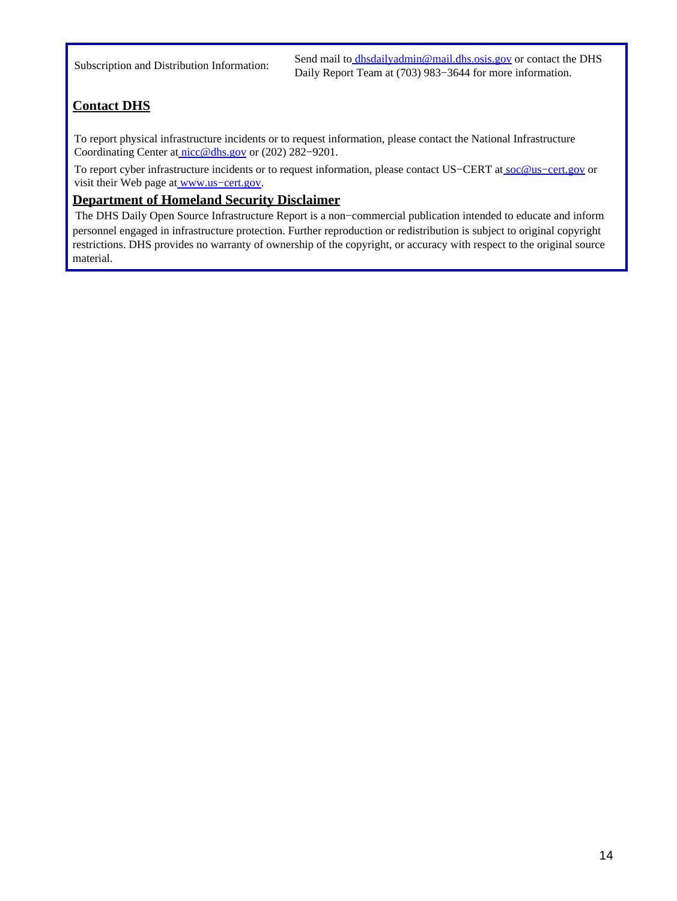| | |
|---|---|
| Subscription and Distribution Information: | Send mail to dhsdailyadmin@mail.dhs.osis.gov or contact the DHS Daily Report Team at (703) 983−3644 for more information. |

## Contact DHS

To report physical infrastructure incidents or to request information, please contact the National Infrastructure Coordinating Center at nicc@dhs.gov or (202) 282−9201.

To report cyber infrastructure incidents or to request information, please contact US−CERT at soc@us−cert.gov or visit their Web page at www.us−cert.gov.

## Department of Homeland Security Disclaimer

The DHS Daily Open Source Infrastructure Report is a non−commercial publication intended to educate and inform personnel engaged in infrastructure protection. Further reproduction or redistribution is subject to original copyright restrictions. DHS provides no warranty of ownership of the copyright, or accuracy with respect to the original source material.